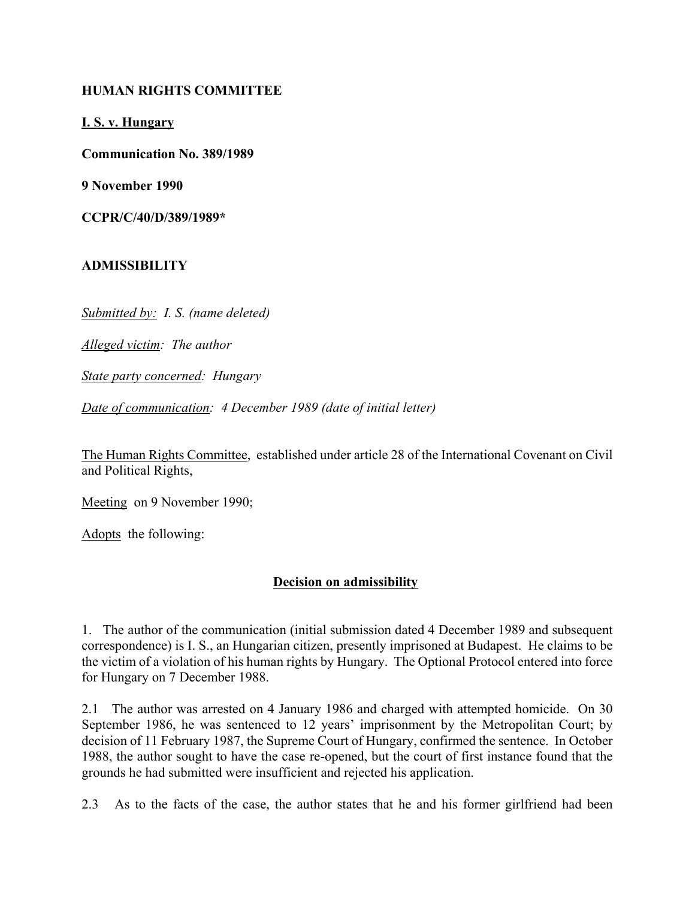**HUMAN RIGHTS COMMITTEE**

**I. S. v. Hungary**

**Communication No. 389/1989**

**9 November 1990**

**CCPR/C/40/D/389/1989***

**ADMISSIBILITY**

*Submitted by: I. S. (name deleted)*

*Alleged victim: The author*

*State party concerned: Hungary*

*Date of communication: 4 December 1989 (date of initial letter)*

The Human Rights Committee, established under article 28 of the International Covenant on Civil and Political Rights,

Meeting on 9 November 1990;

Adopts the following:

## Decision on admissibility

1. The author of the communication (initial submission dated 4 December 1989 and subsequent correspondence) is I. S., an Hungarian citizen, presently imprisoned at Budapest. He claims to be the victim of a violation of his human rights by Hungary. The Optional Protocol entered into force for Hungary on 7 December 1988.

2.1 The author was arrested on 4 January 1986 and charged with attempted homicide. On 30 September 1986, he was sentenced to 12 years' imprisonment by the Metropolitan Court; by decision of 11 February 1987, the Supreme Court of Hungary, confirmed the sentence. In October 1988, the author sought to have the case re-opened, but the court of first instance found that the grounds he had submitted were insufficient and rejected his application.

2.3 As to the facts of the case, the author states that he and his former girlfriend had been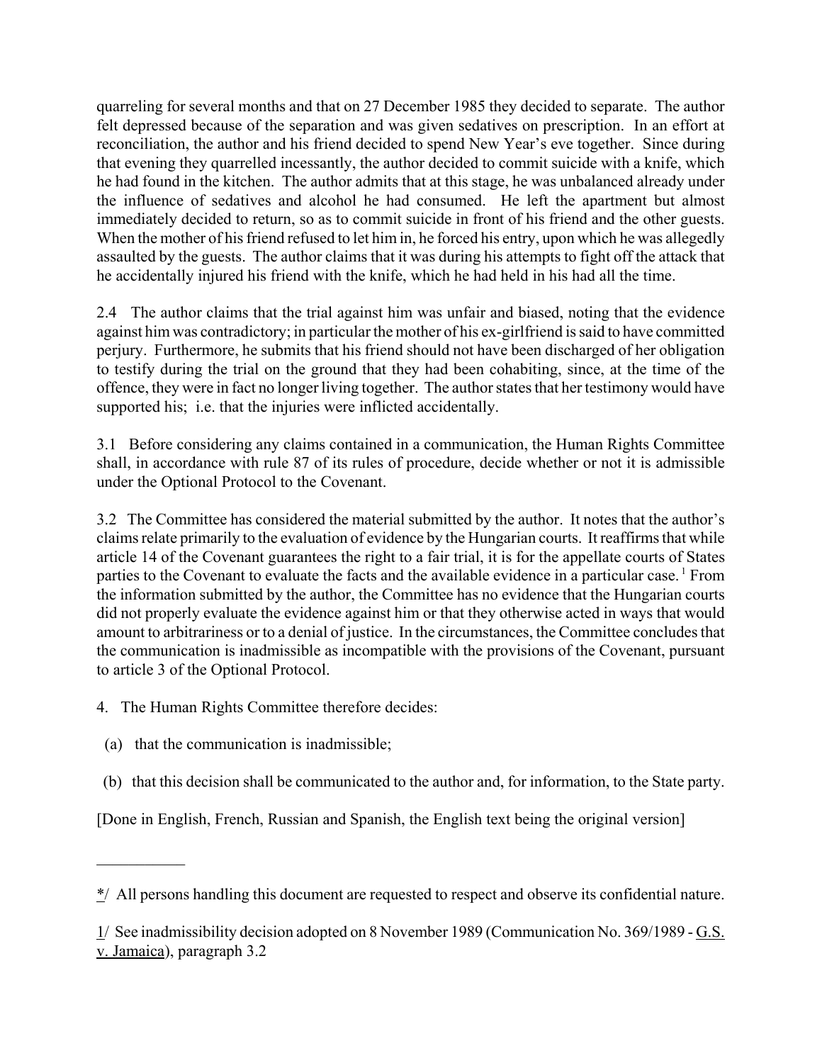quarreling for several months and that on 27 December 1985 they decided to separate. The author felt depressed because of the separation and was given sedatives on prescription. In an effort at reconciliation, the author and his friend decided to spend New Year's eve together. Since during that evening they quarrelled incessantly, the author decided to commit suicide with a knife, which he had found in the kitchen. The author admits that at this stage, he was unbalanced already under the influence of sedatives and alcohol he had consumed. He left the apartment but almost immediately decided to return, so as to commit suicide in front of his friend and the other guests. When the mother of his friend refused to let him in, he forced his entry, upon which he was allegedly assaulted by the guests. The author claims that it was during his attempts to fight off the attack that he accidentally injured his friend with the knife, which he had held in his had all the time.

2.4 The author claims that the trial against him was unfair and biased, noting that the evidence against him was contradictory; in particular the mother of his ex-girlfriend is said to have committed perjury. Furthermore, he submits that his friend should not have been discharged of her obligation to testify during the trial on the ground that they had been cohabiting, since, at the time of the offence, they were in fact no longer living together. The author states that her testimony would have supported his; i.e. that the injuries were inflicted accidentally.

3.1 Before considering any claims contained in a communication, the Human Rights Committee shall, in accordance with rule 87 of its rules of procedure, decide whether or not it is admissible under the Optional Protocol to the Covenant.

3.2 The Committee has considered the material submitted by the author. It notes that the author's claims relate primarily to the evaluation of evidence by the Hungarian courts. It reaffirms that while article 14 of the Covenant guarantees the right to a fair trial, it is for the appellate courts of States parties to the Covenant to evaluate the facts and the available evidence in a particular case.[1] From the information submitted by the author, the Committee has no evidence that the Hungarian courts did not properly evaluate the evidence against him or that they otherwise acted in ways that would amount to arbitrariness or to a denial of justice. In the circumstances, the Committee concludes that the communication is inadmissible as incompatible with the provisions of the Covenant, pursuant to article 3 of the Optional Protocol.

4. The Human Rights Committee therefore decides:

(a) that the communication is inadmissible;

(b) that this decision shall be communicated to the author and, for information, to the State party.

[Done in English, French, Russian and Spanish, the English text being the original version]

---

*/ All persons handling this document are requested to respect and observe its confidential nature.

1/ See inadmissibility decision adopted on 8 November 1989 (Communication No. 369/1989 - G.S. v. Jamaica), paragraph 3.2